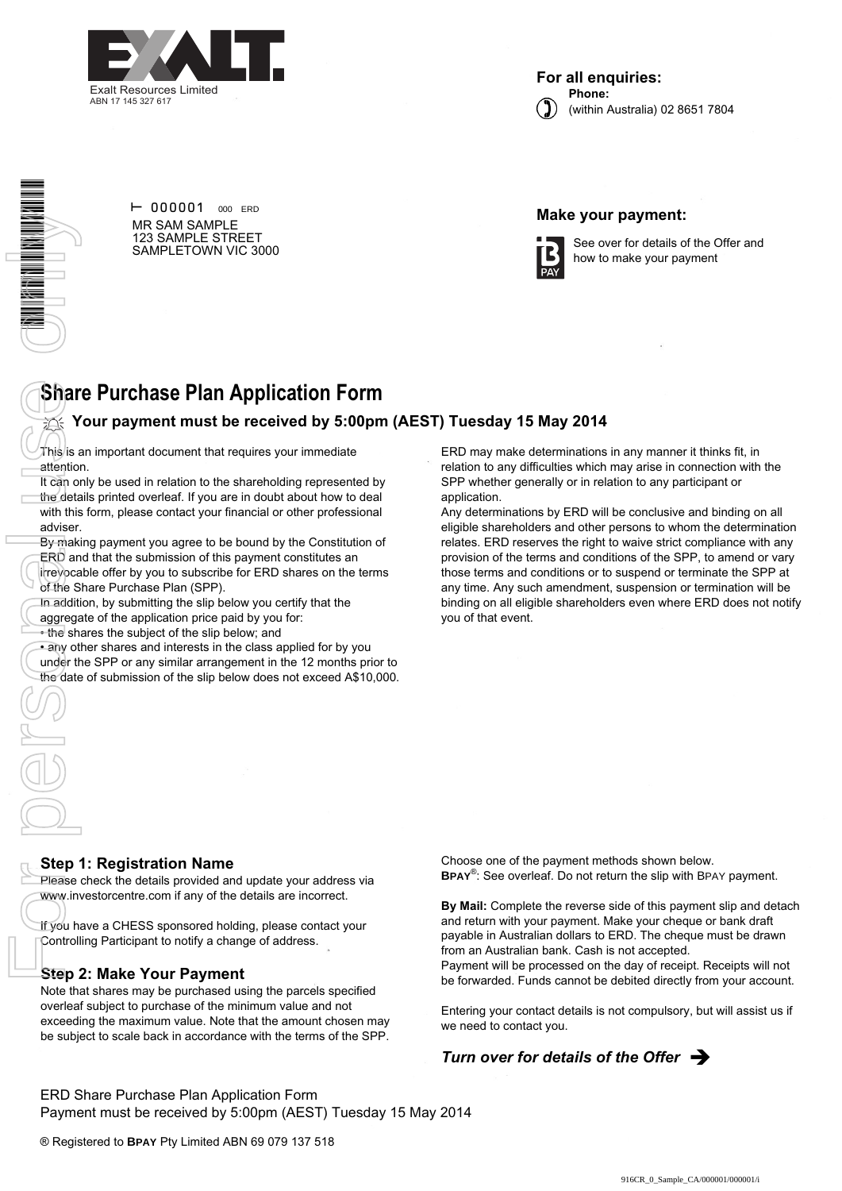Exalt Resources Limited
ABN 17 145 327 617

**For all enquiries:**
**Phone:**
(within Australia) 02 8651 7804

000001 000 ERD
MR SAM SAMPLE
123 SAMPLE STREET
SAMPLETOWN VIC 3000

**Make your payment:**
See over for details of the Offer and how to make your payment

# Share Purchase Plan Application Form

## Your payment must be received by 5:00pm (AEST) Tuesday 15 May 2014

This is an important document that requires your immediate attention.

It can only be used in relation to the shareholding represented by the details printed overleaf. If you are in doubt about how to deal with this form, please contact your financial or other professional adviser.

By making payment you agree to be bound by the Constitution of ERD and that the submission of this payment constitutes an irrevocable offer by you to subscribe for ERD shares on the terms of the Share Purchase Plan (SPP).

In addition, by submitting the slip below you certify that the aggregate of the application price paid by you for:

- the shares the subject of the slip below; and
- any other shares and interests in the class applied for by you under the SPP or any similar arrangement in the 12 months prior to the date of submission of the slip below does not exceed A$10,000.

ERD may make determinations in any manner it thinks fit, in relation to any difficulties which may arise in connection with the SPP whether generally or in relation to any participant or application.

Any determinations by ERD will be conclusive and binding on all eligible shareholders and other persons to whom the determination relates. ERD reserves the right to waive strict compliance with any provision of the terms and conditions of the SPP, to amend or vary those terms and conditions or to suspend or terminate the SPP at any time. Any such amendment, suspension or termination will be binding on all eligible shareholders even where ERD does not notify you of that event.

### Step 1: Registration Name

Please check the details provided and update your address via www.investorcentre.com if any of the details are incorrect.

If you have a CHESS sponsored holding, please contact your Controlling Participant to notify a change of address.

### Step 2: Make Your Payment

Note that shares may be purchased using the parcels specified overleaf subject to purchase of the minimum value and not exceeding the maximum value. Note that the amount chosen may be subject to scale back in accordance with the terms of the SPP.

Choose one of the payment methods shown below.

**BPAY®**: See overleaf. Do not return the slip with BPAY payment.

**By Mail:** Complete the reverse side of this payment slip and detach and return with your payment. Make your cheque or bank draft payable in Australian dollars to ERD. The cheque must be drawn from an Australian bank. Cash is not accepted.

Payment will be processed on the day of receipt. Receipts will not be forwarded. Funds cannot be debited directly from your account.

Entering your contact details is not compulsory, but will assist us if we need to contact you.

***Turn over for details of the Offer*** ➔

ERD Share Purchase Plan Application Form
Payment must be received by 5:00pm (AEST) Tuesday 15 May 2014

® Registered to **BPAY** Pty Limited ABN 69 079 137 518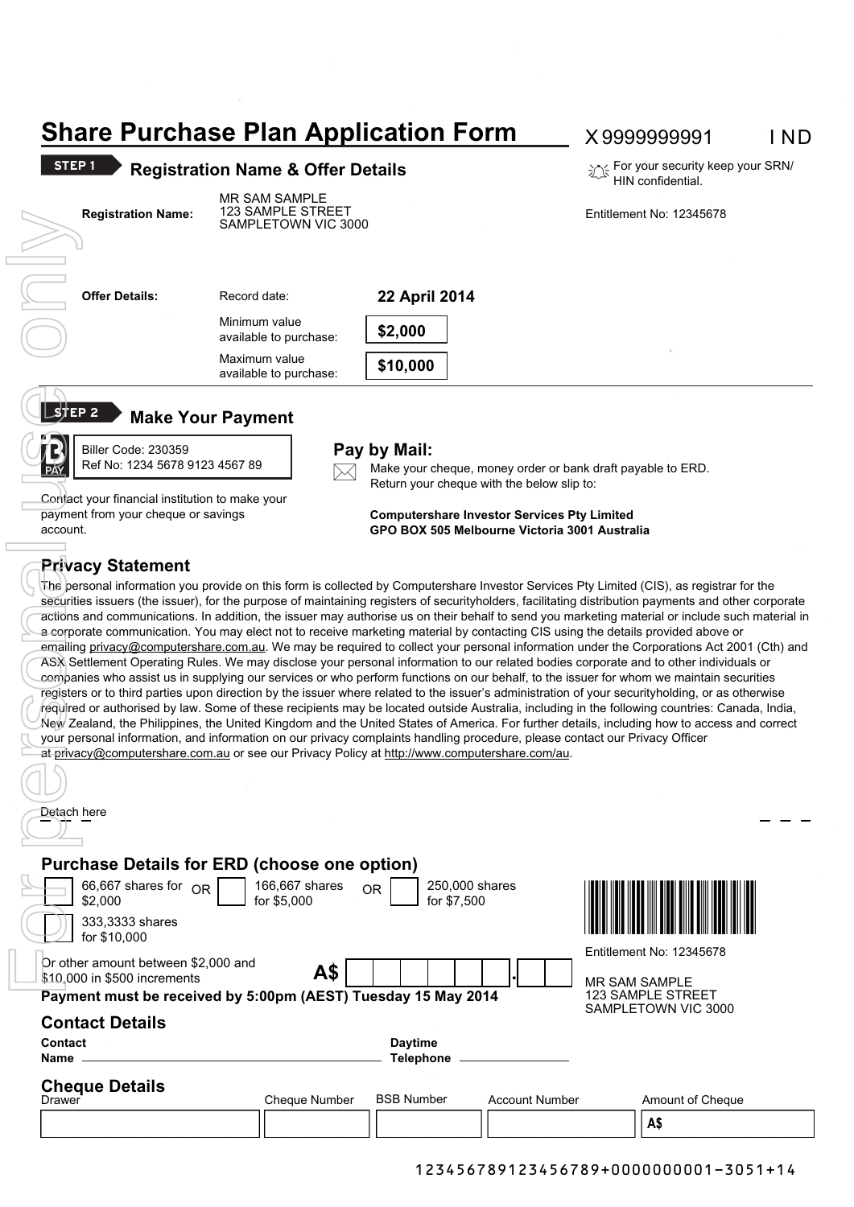# Share Purchase Plan Application Form

X 9999999991 IND

## STEP 1 Registration Name & Offer Details

For your security keep your SRN/HIN confidential.

**Registration Name:** MR SAM SAMPLE
123 SAMPLE STREET
SAMPLETOWN VIC 3000

Entitlement No: 12345678

**Offer Details:**

| | |
|---|---|
| Record date: | **22 April 2014** |
| Minimum value available to purchase: | **$2,000** |
| Maximum value available to purchase: | **$10,000** |

## STEP 2 Make Your Payment

Biller Code: 230359
Ref No: 1234 5678 9123 4567 89

Contact your financial institution to make your payment from your cheque or savings account.

### Pay by Mail:

Make your cheque, money order or bank draft payable to ERD.
Return your cheque with the below slip to:

**Computershare Investor Services Pty Limited**
**GPO BOX 505 Melbourne Victoria 3001 Australia**

## Privacy Statement

The personal information you provide on this form is collected by Computershare Investor Services Pty Limited (CIS), as registrar for the securities issuers (the issuer), for the purpose of maintaining registers of securityholders, facilitating distribution payments and other corporate actions and communications. In addition, the issuer may authorise us on their behalf to send you marketing material or include such material in a corporate communication. You may elect not to receive marketing material by contacting CIS using the details provided above or emailing privacy@computershare.com.au. We may be required to collect your personal information under the Corporations Act 2001 (Cth) and ASX Settlement Operating Rules. We may disclose your personal information to our related bodies corporate and to other individuals or companies who assist us in supplying our services or who perform functions on our behalf, to the issuer for whom we maintain securities registers or to third parties upon direction by the issuer where related to the issuer's administration of your securityholding, or as otherwise required or authorised by law. Some of these recipients may be located outside Australia, including in the following countries: Canada, India, New Zealand, the Philippines, the United Kingdom and the United States of America. For further details, including how to access and correct your personal information, and information on our privacy complaints handling procedure, please contact our Privacy Officer at privacy@computershare.com.au or see our Privacy Policy at http://www.computershare.com/au.

Detach here

## Purchase Details for ERD (choose one option)

☐ 66,667 shares for $2,000 OR ☐ 166,667 shares for $5,000 OR ☐ 250,000 shares for $7,500

☐ 333,3333 shares for $10,000

Or other amount between $2,000 and $10,000 in $500 increments A$ _______ . ___

**Payment must be received by 5:00pm (AEST) Tuesday 15 May 2014**

Entitlement No: 12345678

MR SAM SAMPLE
123 SAMPLE STREET
SAMPLETOWN VIC 3000

## Contact Details

**Contact Name** ______________________ **Daytime Telephone** ______________________

## Cheque Details

| Drawer | Cheque Number | BSB Number | Account Number | Amount of Cheque |
|---|---|---|---|---|
| | | | | A$ |

1234567891234567 89+0000000001-3051+14